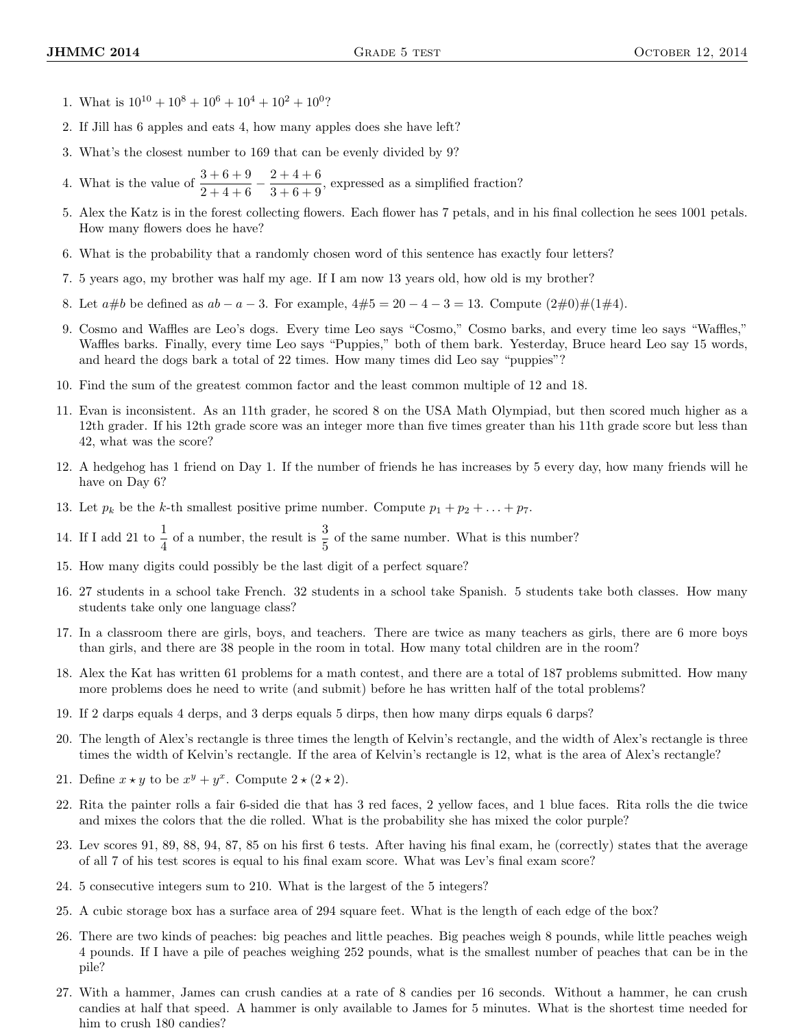1. What is $10^{10} + 10^8 + 10^6 + 10^4 + 10^2 + 10^0$?

2. If Jill has 6 apples and eats 4, how many apples does she have left?

3. What's the closest number to 169 that can be evenly divided by 9?

4. What is the value of $\frac{3+6+9}{2+4+6} - \frac{2+4+6}{3+6+9}$, expressed as a simplified fraction?

5. Alex the Katz is in the forest collecting flowers. Each flower has 7 petals, and in his final collection he sees 1001 petals. How many flowers does he have?

6. What is the probability that a randomly chosen word of this sentence has exactly four letters?

7. 5 years ago, my brother was half my age. If I am now 13 years old, how old is my brother?

8. Let $a\#b$ be defined as $ab - a - 3$. For example, $4\#5 = 20 - 4 - 3 = 13$. Compute $(2\#0)\#(1\#4)$.

9. Cosmo and Waffles are Leo's dogs. Every time Leo says "Cosmo," Cosmo barks, and every time leo says "Waffles," Waffles barks. Finally, every time Leo says "Puppies," both of them bark. Yesterday, Bruce heard Leo say 15 words, and heard the dogs bark a total of 22 times. How many times did Leo say "puppies"?

10. Find the sum of the greatest common factor and the least common multiple of 12 and 18.

11. Evan is inconsistent. As an 11th grader, he scored 8 on the USA Math Olympiad, but then scored much higher as a 12th grader. If his 12th grade score was an integer more than five times greater than his 11th grade score but less than 42, what was the score?

12. A hedgehog has 1 friend on Day 1. If the number of friends he has increases by 5 every day, how many friends will he have on Day 6?

13. Let $p_k$ be the $k$-th smallest positive prime number. Compute $p_1 + p_2 + \ldots + p_7$.

14. If I add 21 to $\frac{1}{4}$ of a number, the result is $\frac{3}{5}$ of the same number. What is this number?

15. How many digits could possibly be the last digit of a perfect square?

16. 27 students in a school take French. 32 students in a school take Spanish. 5 students take both classes. How many students take only one language class?

17. In a classroom there are girls, boys, and teachers. There are twice as many teachers as girls, there are 6 more boys than girls, and there are 38 people in the room in total. How many total children are in the room?

18. Alex the Kat has written 61 problems for a math contest, and there are a total of 187 problems submitted. How many more problems does he need to write (and submit) before he has written half of the total problems?

19. If 2 darps equals 4 derps, and 3 derps equals 5 dirps, then how many dirps equals 6 darps?

20. The length of Alex's rectangle is three times the length of Kelvin's rectangle, and the width of Alex's rectangle is three times the width of Kelvin's rectangle. If the area of Kelvin's rectangle is 12, what is the area of Alex's rectangle?

21. Define $x \star y$ to be $x^y + y^x$. Compute $2 \star (2 \star 2)$.

22. Rita the painter rolls a fair 6-sided die that has 3 red faces, 2 yellow faces, and 1 blue faces. Rita rolls the die twice and mixes the colors that the die rolled. What is the probability she has mixed the color purple?

23. Lev scores 91, 89, 88, 94, 87, 85 on his first 6 tests. After having his final exam, he (correctly) states that the average of all 7 of his test scores is equal to his final exam score. What was Lev's final exam score?

24. 5 consecutive integers sum to 210. What is the largest of the 5 integers?

25. A cubic storage box has a surface area of 294 square feet. What is the length of each edge of the box?

26. There are two kinds of peaches: big peaches and little peaches. Big peaches weigh 8 pounds, while little peaches weigh 4 pounds. If I have a pile of peaches weighing 252 pounds, what is the smallest number of peaches that can be in the pile?

27. With a hammer, James can crush candies at a rate of 8 candies per 16 seconds. Without a hammer, he can crush candies at half that speed. A hammer is only available to James for 5 minutes. What is the shortest time needed for him to crush 180 candies?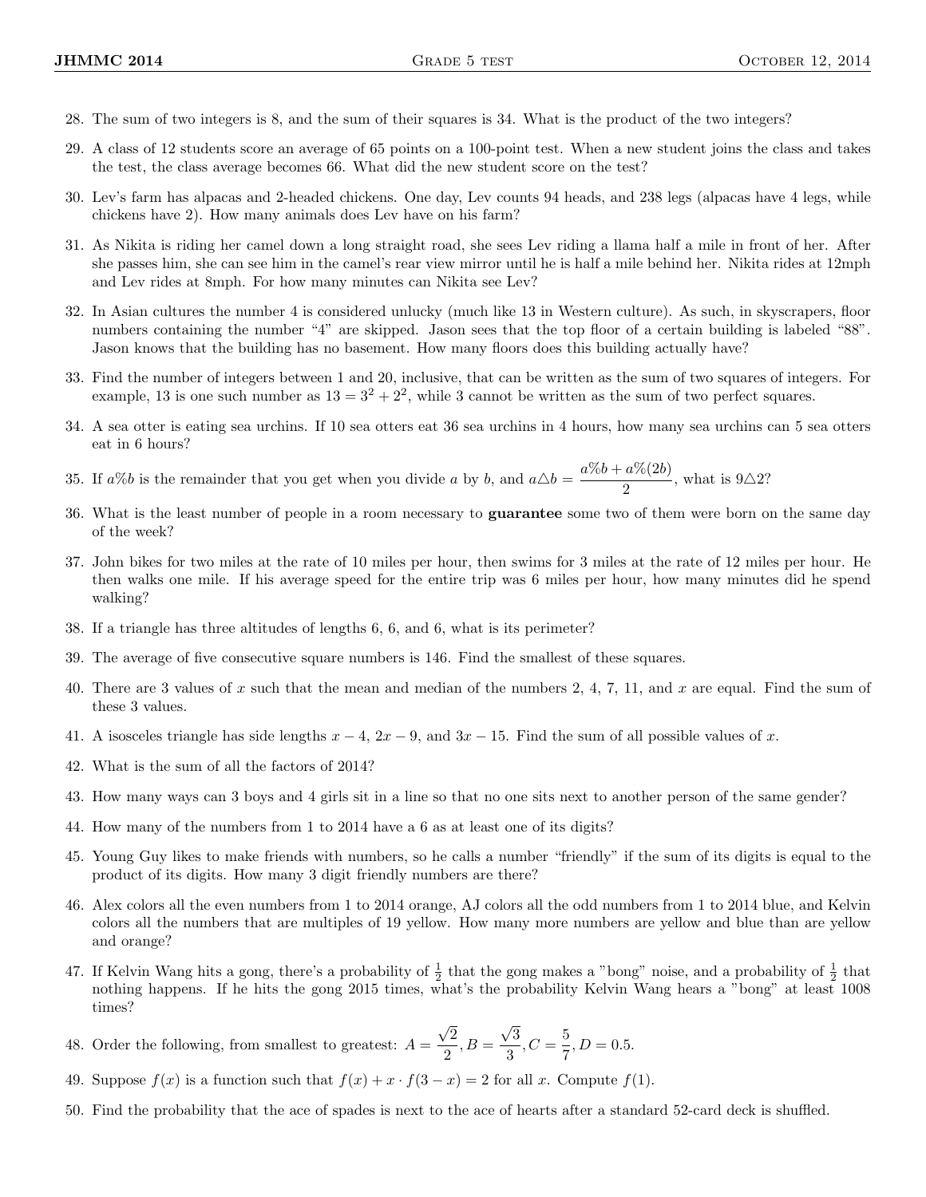28. The sum of two integers is 8, and the sum of their squares is 34. What is the product of the two integers?

29. A class of 12 students score an average of 65 points on a 100-point test. When a new student joins the class and takes the test, the class average becomes 66. What did the new student score on the test?

30. Lev's farm has alpacas and 2-headed chickens. One day, Lev counts 94 heads, and 238 legs (alpacas have 4 legs, while chickens have 2). How many animals does Lev have on his farm?

31. As Nikita is riding her camel down a long straight road, she sees Lev riding a llama half a mile in front of her. After she passes him, she can see him in the camel's rear view mirror until he is half a mile behind her. Nikita rides at 12mph and Lev rides at 8mph. For how many minutes can Nikita see Lev?

32. In Asian cultures the number 4 is considered unlucky (much like 13 in Western culture). As such, in skyscrapers, floor numbers containing the number "4" are skipped. Jason sees that the top floor of a certain building is labeled "88". Jason knows that the building has no basement. How many floors does this building actually have?

33. Find the number of integers between 1 and 20, inclusive, that can be written as the sum of two squares of integers. For example, 13 is one such number as $13 = 3^2 + 2^2$, while 3 cannot be written as the sum of two perfect squares.

34. A sea otter is eating sea urchins. If 10 sea otters eat 36 sea urchins in 4 hours, how many sea urchins can 5 sea otters eat in 6 hours?

35. If $a\%b$ is the remainder that you get when you divide $a$ by $b$, and $a\triangle b = \dfrac{a\%b + a\%(2b)}{2}$, what is $9\triangle 2$?

36. What is the least number of people in a room necessary to **guarantee** some two of them were born on the same day of the week?

37. John bikes for two miles at the rate of 10 miles per hour, then swims for 3 miles at the rate of 12 miles per hour. He then walks one mile. If his average speed for the entire trip was 6 miles per hour, how many minutes did he spend walking?

38. If a triangle has three altitudes of lengths 6, 6, and 6, what is its perimeter?

39. The average of five consecutive square numbers is 146. Find the smallest of these squares.

40. There are 3 values of $x$ such that the mean and median of the numbers 2, 4, 7, 11, and $x$ are equal. Find the sum of these 3 values.

41. A isosceles triangle has side lengths $x - 4$, $2x - 9$, and $3x - 15$. Find the sum of all possible values of $x$.

42. What is the sum of all the factors of 2014?

43. How many ways can 3 boys and 4 girls sit in a line so that no one sits next to another person of the same gender?

44. How many of the numbers from 1 to 2014 have a 6 as at least one of its digits?

45. Young Guy likes to make friends with numbers, so he calls a number "friendly" if the sum of its digits is equal to the product of its digits. How many 3 digit friendly numbers are there?

46. Alex colors all the even numbers from 1 to 2014 orange, AJ colors all the odd numbers from 1 to 2014 blue, and Kelvin colors all the numbers that are multiples of 19 yellow. How many more numbers are yellow and blue than are yellow and orange?

47. If Kelvin Wang hits a gong, there's a probability of $\frac{1}{2}$ that the gong makes a "bong" noise, and a probability of $\frac{1}{2}$ that nothing happens. If he hits the gong 2015 times, what's the probability Kelvin Wang hears a "bong" at least 1008 times?

48. Order the following, from smallest to greatest: $A = \dfrac{\sqrt{2}}{2}, B = \dfrac{\sqrt{3}}{3}, C = \dfrac{5}{7}, D = 0.5$.

49. Suppose $f(x)$ is a function such that $f(x) + x \cdot f(3 - x) = 2$ for all $x$. Compute $f(1)$.

50. Find the probability that the ace of spades is next to the ace of hearts after a standard 52-card deck is shuffled.